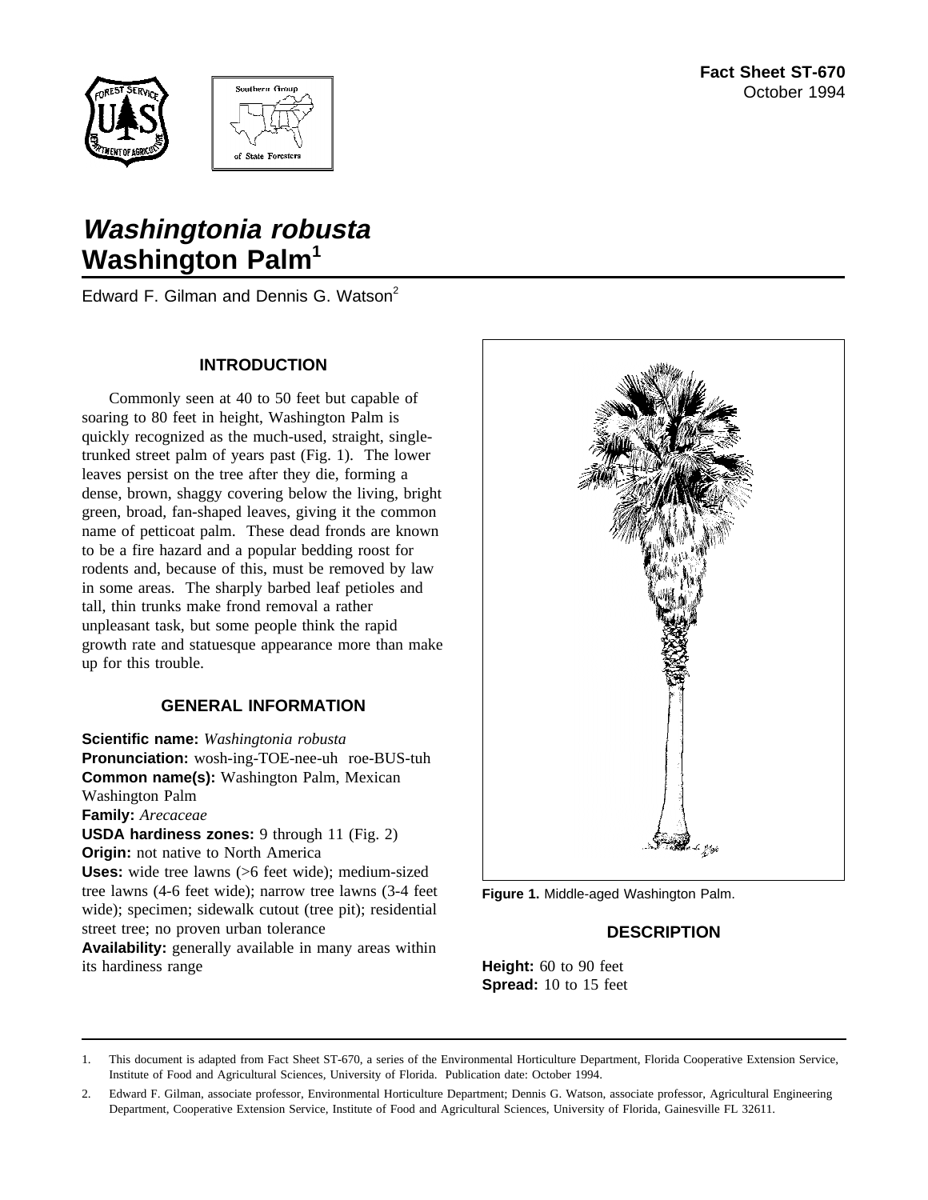Fact Sheet ST-670
October 1994

# *Washingtonia robusta* Washington Palm[1]

Edward F. Gilman and Dennis G. Watson[2]

## INTRODUCTION

Commonly seen at 40 to 50 feet but capable of soaring to 80 feet in height, Washington Palm is quickly recognized as the much-used, straight, single-trunked street palm of years past (Fig. 1). The lower leaves persist on the tree after they die, forming a dense, brown, shaggy covering below the living, bright green, broad, fan-shaped leaves, giving it the common name of petticoat palm. These dead fronds are known to be a fire hazard and a popular bedding roost for rodents and, because of this, must be removed by law in some areas. The sharply barbed leaf petioles and tall, thin trunks make frond removal a rather unpleasant task, but some people think the rapid growth rate and statuesque appearance more than make up for this trouble.

## GENERAL INFORMATION

**Scientific name:** *Washingtonia robusta*
**Pronunciation:** wosh-ing-TOE-nee-uh roe-BUS-tuh
**Common name(s):** Washington Palm, Mexican Washington Palm
**Family:** *Arecaceae*
**USDA hardiness zones:** 9 through 11 (Fig. 2)
**Origin:** not native to North America
**Uses:** wide tree lawns (>6 feet wide); medium-sized tree lawns (4-6 feet wide); narrow tree lawns (3-4 feet wide); specimen; sidewalk cutout (tree pit); residential street tree; no proven urban tolerance
**Availability:** generally available in many areas within its hardiness range

**Figure 1.** Middle-aged Washington Palm.

## DESCRIPTION

**Height:** 60 to 90 feet
**Spread:** 10 to 15 feet

1. This document is adapted from Fact Sheet ST-670, a series of the Environmental Horticulture Department, Florida Cooperative Extension Service, Institute of Food and Agricultural Sciences, University of Florida. Publication date: October 1994.

2. Edward F. Gilman, associate professor, Environmental Horticulture Department; Dennis G. Watson, associate professor, Agricultural Engineering Department, Cooperative Extension Service, Institute of Food and Agricultural Sciences, University of Florida, Gainesville FL 32611.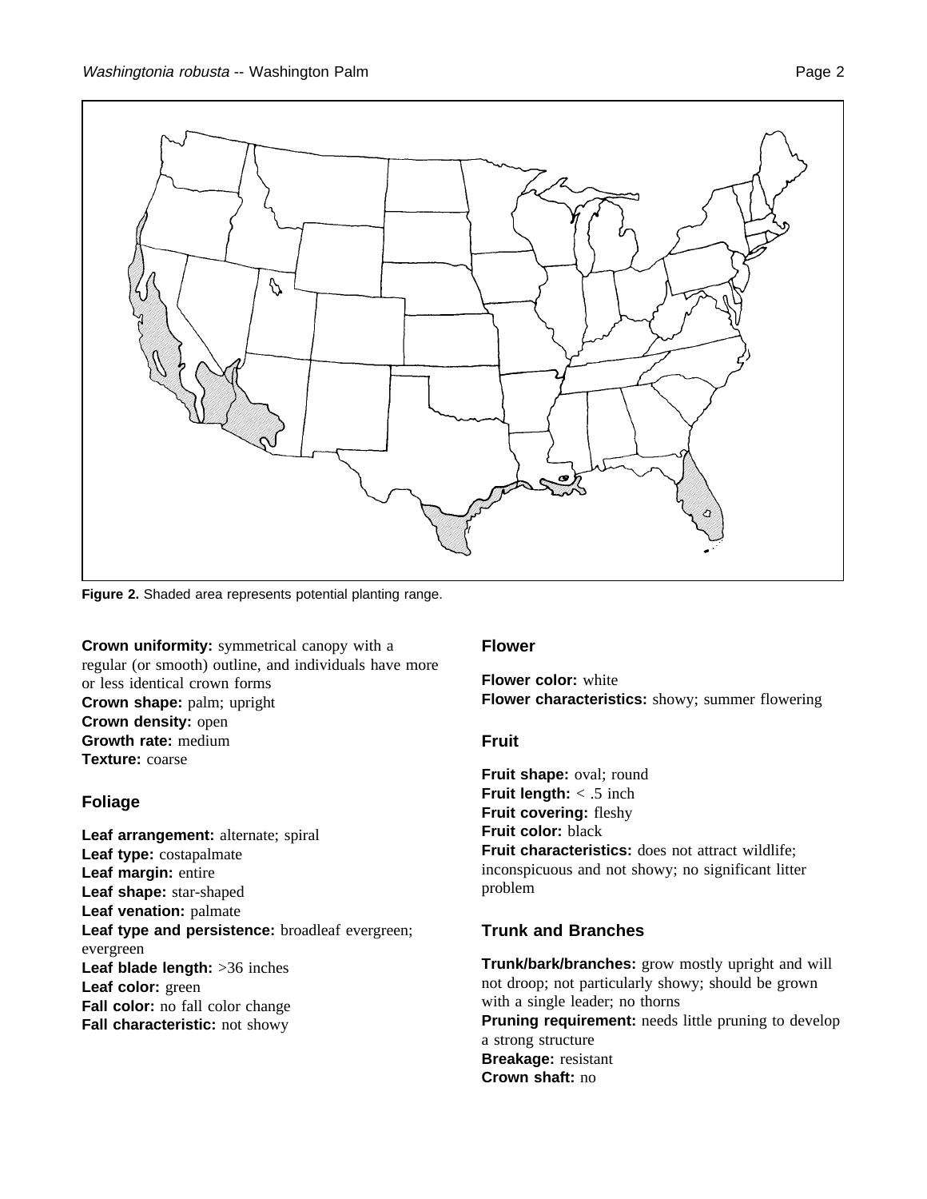**Figure 2.** Shaded area represents potential planting range.

**Crown uniformity:** symmetrical canopy with a regular (or smooth) outline, and individuals have more or less identical crown forms
**Crown shape:** palm; upright
**Crown density:** open
**Growth rate:** medium
**Texture:** coarse

## Foliage

**Leaf arrangement:** alternate; spiral
**Leaf type:** costapalmate
**Leaf margin:** entire
**Leaf shape:** star-shaped
**Leaf venation:** palmate
**Leaf type and persistence:** broadleaf evergreen; evergreen
**Leaf blade length:** >36 inches
**Leaf color:** green
**Fall color:** no fall color change
**Fall characteristic:** not showy

## Flower

**Flower color:** white
**Flower characteristics:** showy; summer flowering

## Fruit

**Fruit shape:** oval; round
**Fruit length:** < .5 inch
**Fruit covering:** fleshy
**Fruit color:** black
**Fruit characteristics:** does not attract wildlife; inconspicuous and not showy; no significant litter problem

## Trunk and Branches

**Trunk/bark/branches:** grow mostly upright and will not droop; not particularly showy; should be grown with a single leader; no thorns
**Pruning requirement:** needs little pruning to develop a strong structure
**Breakage:** resistant
**Crown shaft:** no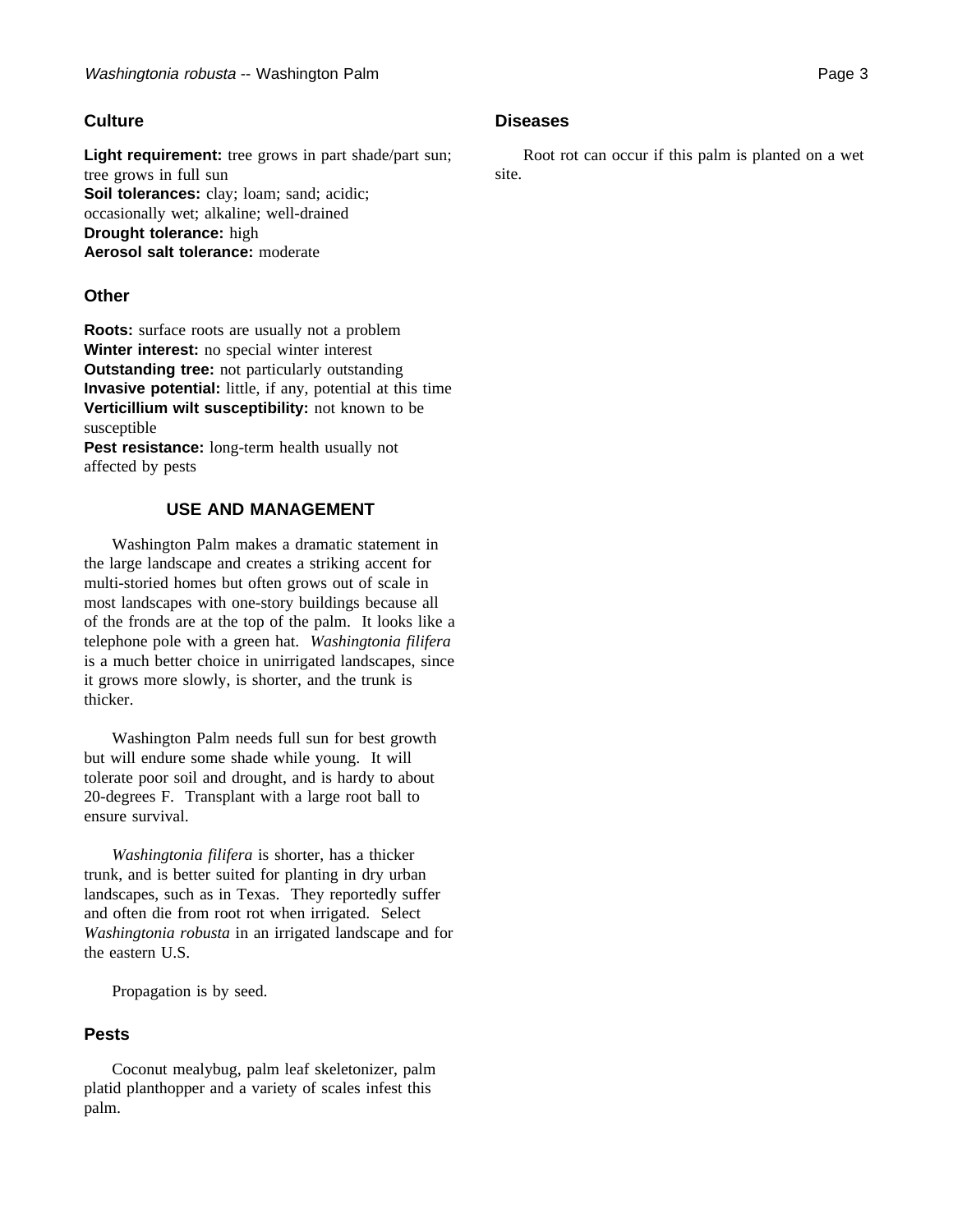## Culture

**Light requirement:** tree grows in part shade/part sun; tree grows in full sun
**Soil tolerances:** clay; loam; sand; acidic; occasionally wet; alkaline; well-drained
**Drought tolerance:** high
**Aerosol salt tolerance:** moderate

## Other

**Roots:** surface roots are usually not a problem
**Winter interest:** no special winter interest
**Outstanding tree:** not particularly outstanding
**Invasive potential:** little, if any, potential at this time
**Verticillium wilt susceptibility:** not known to be susceptible
**Pest resistance:** long-term health usually not affected by pests

## USE AND MANAGEMENT

Washington Palm makes a dramatic statement in the large landscape and creates a striking accent for multi-storied homes but often grows out of scale in most landscapes with one-story buildings because all of the fronds are at the top of the palm. It looks like a telephone pole with a green hat. *Washingtonia filifera* is a much better choice in unirrigated landscapes, since it grows more slowly, is shorter, and the trunk is thicker.

Washington Palm needs full sun for best growth but will endure some shade while young. It will tolerate poor soil and drought, and is hardy to about 20-degrees F. Transplant with a large root ball to ensure survival.

*Washingtonia filifera* is shorter, has a thicker trunk, and is better suited for planting in dry urban landscapes, such as in Texas. They reportedly suffer and often die from root rot when irrigated. Select *Washingtonia robusta* in an irrigated landscape and for the eastern U.S.

Propagation is by seed.

## Pests

Coconut mealybug, palm leaf skeletonizer, palm platid planthopper and a variety of scales infest this palm.

## Diseases

Root rot can occur if this palm is planted on a wet site.